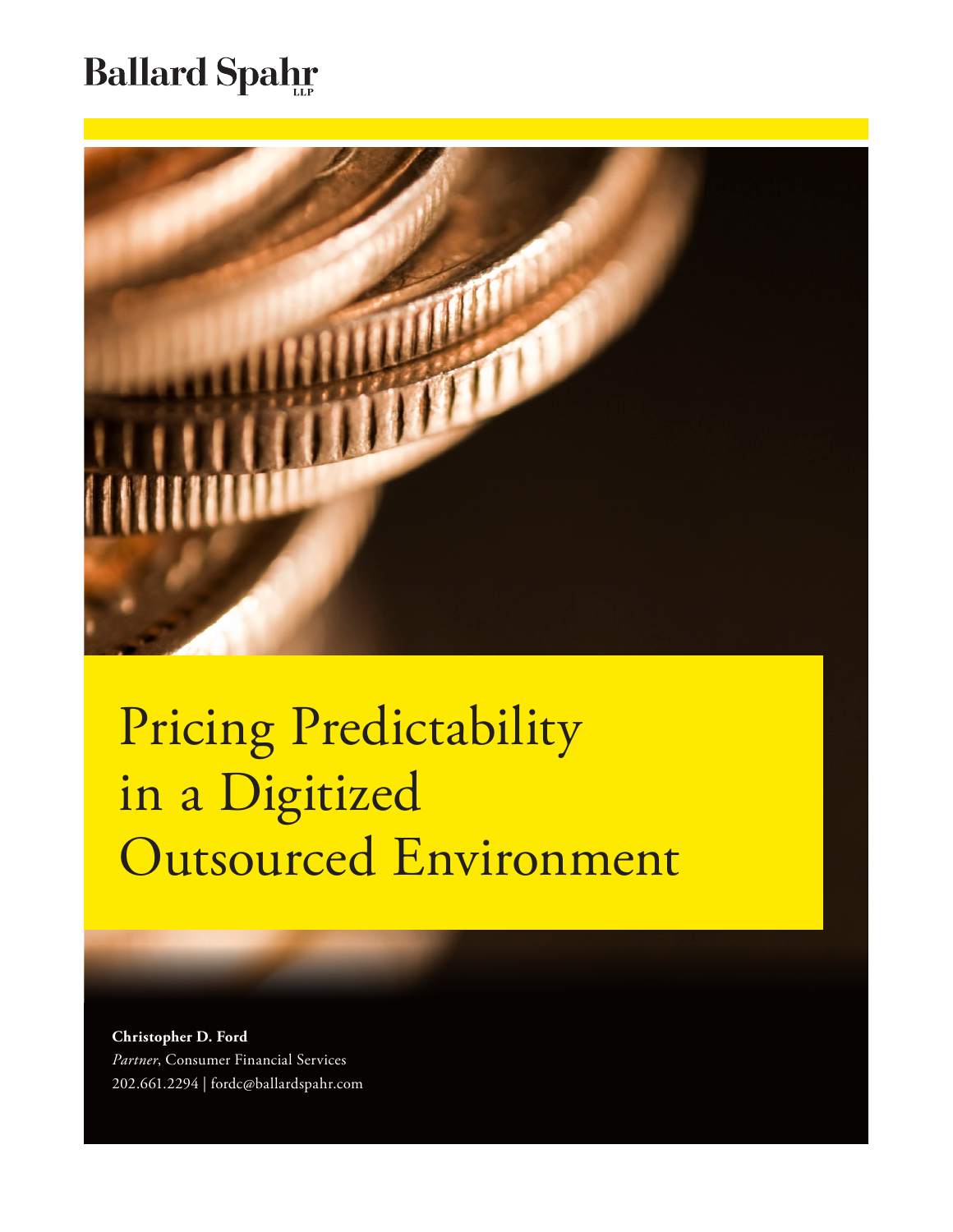Ballard Spahr LLP

# Pricing Predictability in a Digitized Outsourced Environment

**Christopher D. Ford**
*Partner*, Consumer Financial Services
202.661.2294 | fordc@ballardspahr.com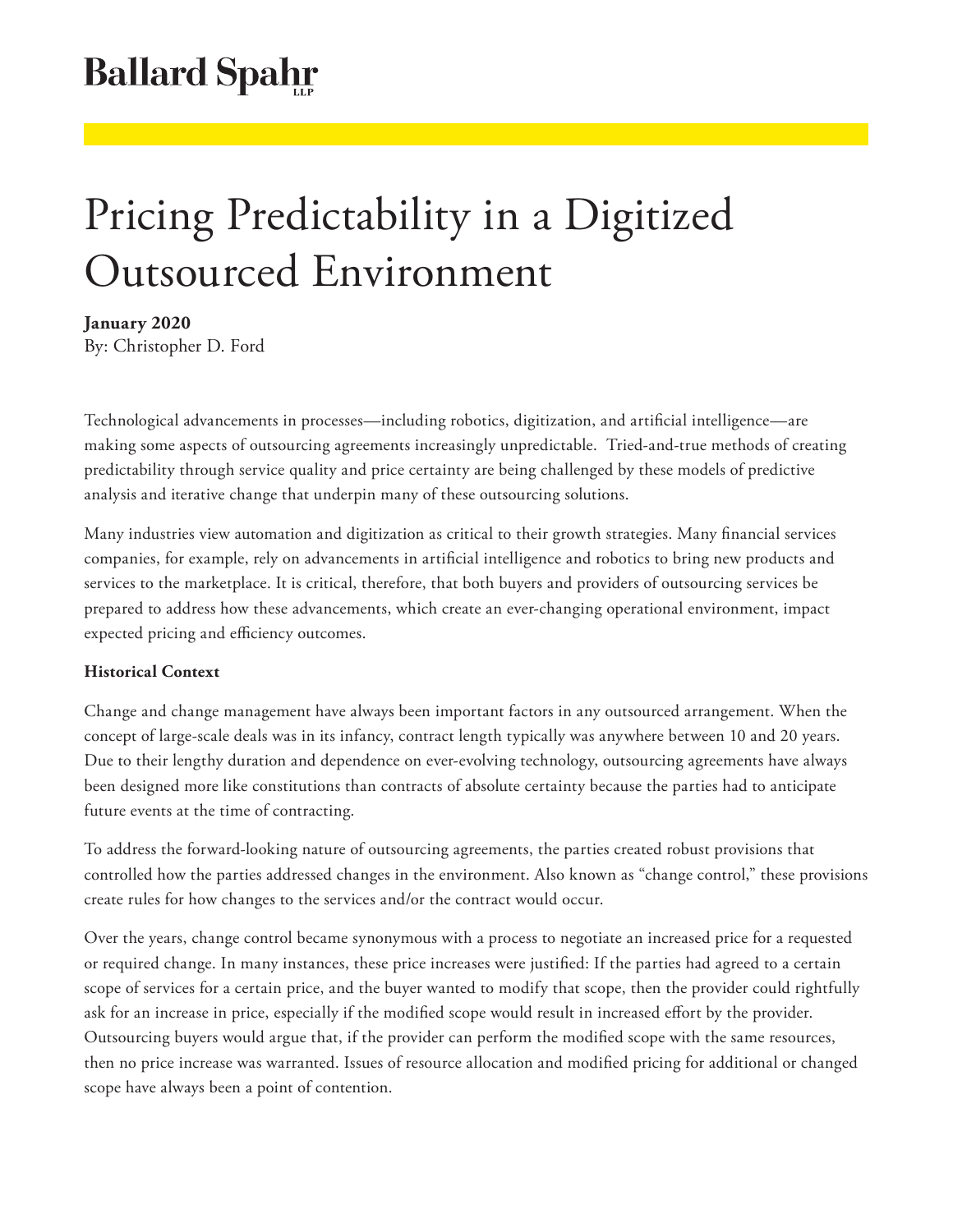# Ballard Spahr

# Pricing Predictability in a Digitized Outsourced Environment

**January 2020**
By: Christopher D. Ford

Technological advancements in processes—including robotics, digitization, and artificial intelligence—are making some aspects of outsourcing agreements increasingly unpredictable. Tried-and-true methods of creating predictability through service quality and price certainty are being challenged by these models of predictive analysis and iterative change that underpin many of these outsourcing solutions.

Many industries view automation and digitization as critical to their growth strategies. Many financial services companies, for example, rely on advancements in artificial intelligence and robotics to bring new products and services to the marketplace. It is critical, therefore, that both buyers and providers of outsourcing services be prepared to address how these advancements, which create an ever-changing operational environment, impact expected pricing and efficiency outcomes.

**Historical Context**

Change and change management have always been important factors in any outsourced arrangement. When the concept of large-scale deals was in its infancy, contract length typically was anywhere between 10 and 20 years. Due to their lengthy duration and dependence on ever-evolving technology, outsourcing agreements have always been designed more like constitutions than contracts of absolute certainty because the parties had to anticipate future events at the time of contracting.

To address the forward-looking nature of outsourcing agreements, the parties created robust provisions that controlled how the parties addressed changes in the environment. Also known as "change control," these provisions create rules for how changes to the services and/or the contract would occur.

Over the years, change control became synonymous with a process to negotiate an increased price for a requested or required change. In many instances, these price increases were justified: If the parties had agreed to a certain scope of services for a certain price, and the buyer wanted to modify that scope, then the provider could rightfully ask for an increase in price, especially if the modified scope would result in increased effort by the provider. Outsourcing buyers would argue that, if the provider can perform the modified scope with the same resources, then no price increase was warranted. Issues of resource allocation and modified pricing for additional or changed scope have always been a point of contention.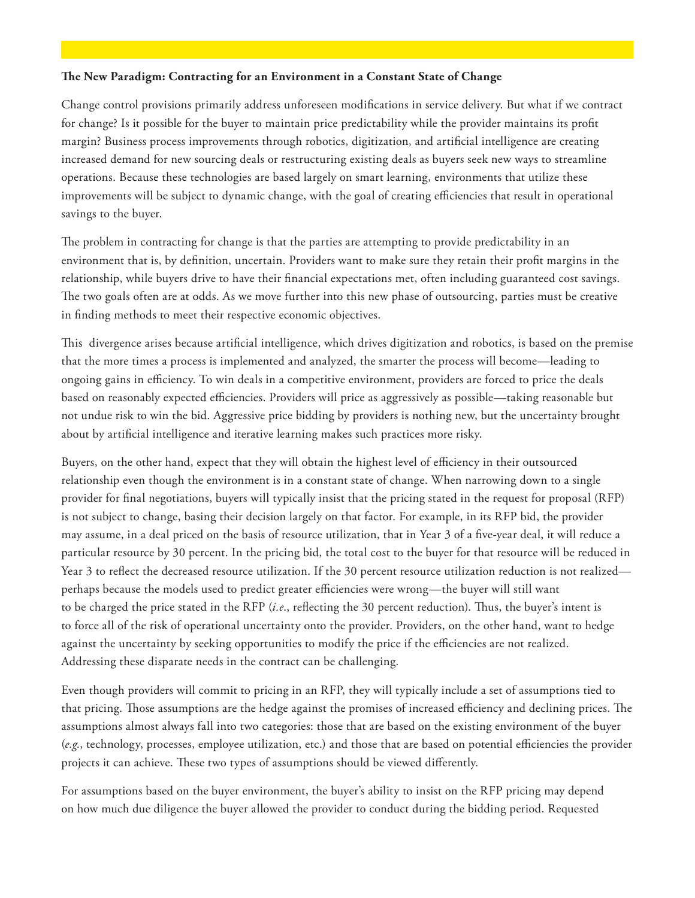**The New Paradigm: Contracting for an Environment in a Constant State of Change**

Change control provisions primarily address unforeseen modifications in service delivery. But what if we contract for change? Is it possible for the buyer to maintain price predictability while the provider maintains its profit margin? Business process improvements through robotics, digitization, and artificial intelligence are creating increased demand for new sourcing deals or restructuring existing deals as buyers seek new ways to streamline operations. Because these technologies are based largely on smart learning, environments that utilize these improvements will be subject to dynamic change, with the goal of creating efficiencies that result in operational savings to the buyer.

The problem in contracting for change is that the parties are attempting to provide predictability in an environment that is, by definition, uncertain. Providers want to make sure they retain their profit margins in the relationship, while buyers drive to have their financial expectations met, often including guaranteed cost savings. The two goals often are at odds. As we move further into this new phase of outsourcing, parties must be creative in finding methods to meet their respective economic objectives.

This divergence arises because artificial intelligence, which drives digitization and robotics, is based on the premise that the more times a process is implemented and analyzed, the smarter the process will become—leading to ongoing gains in efficiency. To win deals in a competitive environment, providers are forced to price the deals based on reasonably expected efficiencies. Providers will price as aggressively as possible—taking reasonable but not undue risk to win the bid. Aggressive price bidding by providers is nothing new, but the uncertainty brought about by artificial intelligence and iterative learning makes such practices more risky.

Buyers, on the other hand, expect that they will obtain the highest level of efficiency in their outsourced relationship even though the environment is in a constant state of change. When narrowing down to a single provider for final negotiations, buyers will typically insist that the pricing stated in the request for proposal (RFP) is not subject to change, basing their decision largely on that factor. For example, in its RFP bid, the provider may assume, in a deal priced on the basis of resource utilization, that in Year 3 of a five-year deal, it will reduce a particular resource by 30 percent. In the pricing bid, the total cost to the buyer for that resource will be reduced in Year 3 to reflect the decreased resource utilization. If the 30 percent resource utilization reduction is not realized—perhaps because the models used to predict greater efficiencies were wrong—the buyer will still want to be charged the price stated in the RFP (*i.e.*, reflecting the 30 percent reduction). Thus, the buyer's intent is to force all of the risk of operational uncertainty onto the provider. Providers, on the other hand, want to hedge against the uncertainty by seeking opportunities to modify the price if the efficiencies are not realized. Addressing these disparate needs in the contract can be challenging.

Even though providers will commit to pricing in an RFP, they will typically include a set of assumptions tied to that pricing. Those assumptions are the hedge against the promises of increased efficiency and declining prices. The assumptions almost always fall into two categories: those that are based on the existing environment of the buyer (*e.g.*, technology, processes, employee utilization, etc.) and those that are based on potential efficiencies the provider projects it can achieve. These two types of assumptions should be viewed differently.

For assumptions based on the buyer environment, the buyer's ability to insist on the RFP pricing may depend on how much due diligence the buyer allowed the provider to conduct during the bidding period. Requested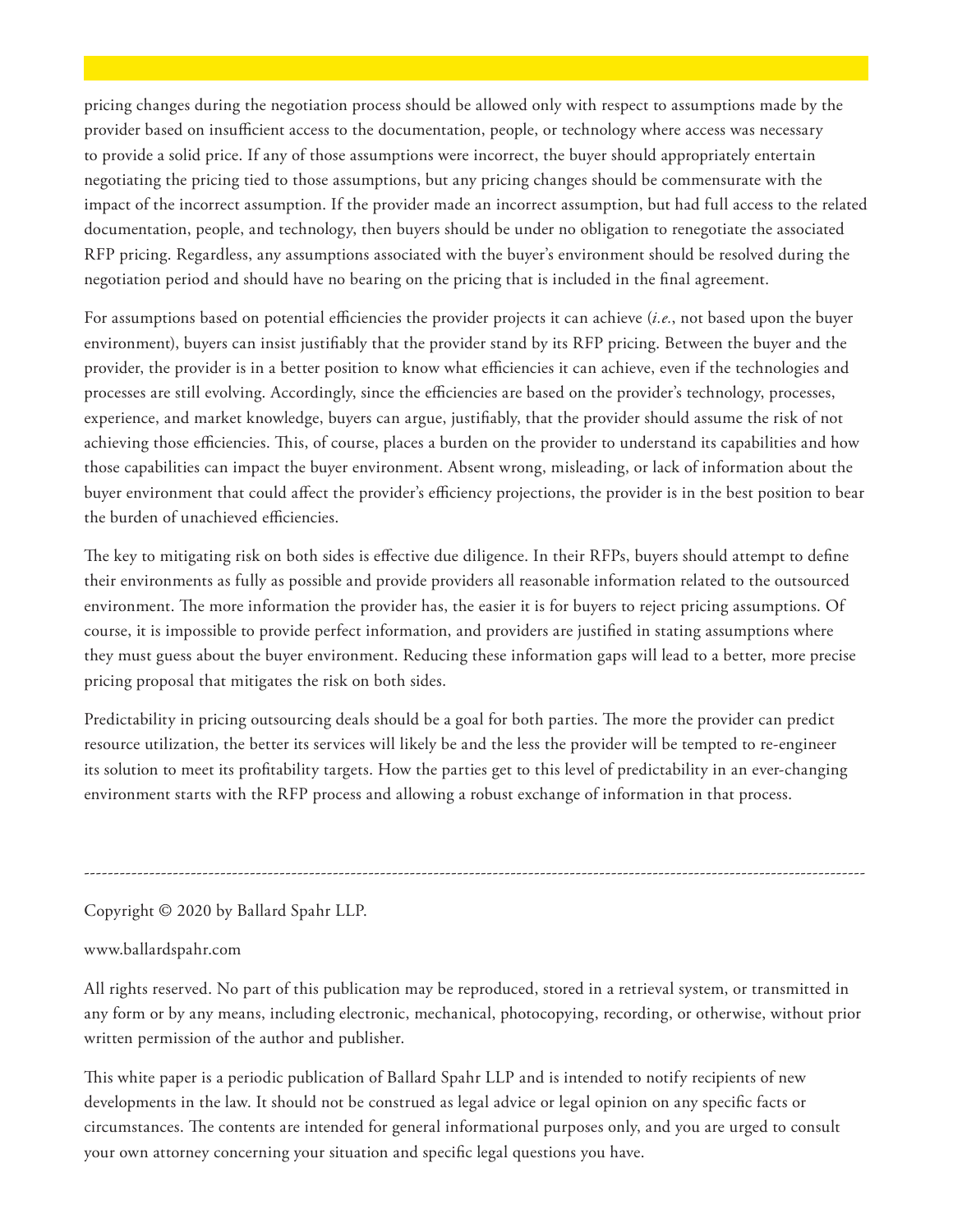pricing changes during the negotiation process should be allowed only with respect to assumptions made by the provider based on insufficient access to the documentation, people, or technology where access was necessary to provide a solid price. If any of those assumptions were incorrect, the buyer should appropriately entertain negotiating the pricing tied to those assumptions, but any pricing changes should be commensurate with the impact of the incorrect assumption. If the provider made an incorrect assumption, but had full access to the related documentation, people, and technology, then buyers should be under no obligation to renegotiate the associated RFP pricing. Regardless, any assumptions associated with the buyer's environment should be resolved during the negotiation period and should have no bearing on the pricing that is included in the final agreement.

For assumptions based on potential efficiencies the provider projects it can achieve (*i.e.*, not based upon the buyer environment), buyers can insist justifiably that the provider stand by its RFP pricing. Between the buyer and the provider, the provider is in a better position to know what efficiencies it can achieve, even if the technologies and processes are still evolving. Accordingly, since the efficiencies are based on the provider's technology, processes, experience, and market knowledge, buyers can argue, justifiably, that the provider should assume the risk of not achieving those efficiencies. This, of course, places a burden on the provider to understand its capabilities and how those capabilities can impact the buyer environment. Absent wrong, misleading, or lack of information about the buyer environment that could affect the provider's efficiency projections, the provider is in the best position to bear the burden of unachieved efficiencies.

The key to mitigating risk on both sides is effective due diligence. In their RFPs, buyers should attempt to define their environments as fully as possible and provide providers all reasonable information related to the outsourced environment. The more information the provider has, the easier it is for buyers to reject pricing assumptions. Of course, it is impossible to provide perfect information, and providers are justified in stating assumptions where they must guess about the buyer environment. Reducing these information gaps will lead to a better, more precise pricing proposal that mitigates the risk on both sides.

Predictability in pricing outsourcing deals should be a goal for both parties. The more the provider can predict resource utilization, the better its services will likely be and the less the provider will be tempted to re-engineer its solution to meet its profitability targets. How the parties get to this level of predictability in an ever-changing environment starts with the RFP process and allowing a robust exchange of information in that process.

---

Copyright © 2020 by Ballard Spahr LLP.

www.ballardspahr.com

All rights reserved. No part of this publication may be reproduced, stored in a retrieval system, or transmitted in any form or by any means, including electronic, mechanical, photocopying, recording, or otherwise, without prior written permission of the author and publisher.

This white paper is a periodic publication of Ballard Spahr LLP and is intended to notify recipients of new developments in the law. It should not be construed as legal advice or legal opinion on any specific facts or circumstances. The contents are intended for general informational purposes only, and you are urged to consult your own attorney concerning your situation and specific legal questions you have.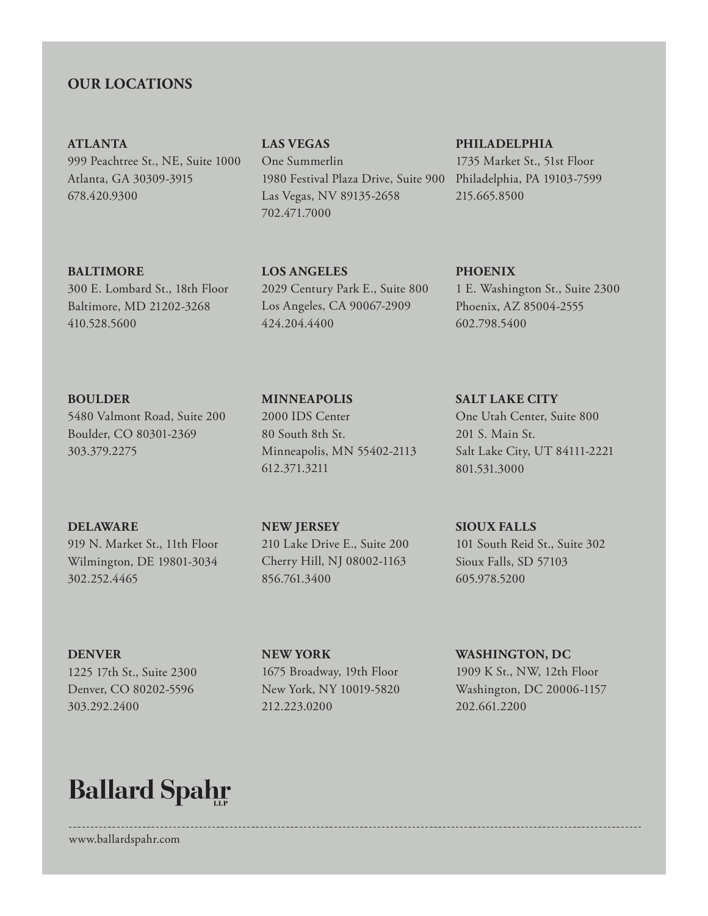## OUR LOCATIONS

**ATLANTA**
999 Peachtree St., NE, Suite 1000
Atlanta, GA 30309-3915
678.420.9300

**BALTIMORE**
300 E. Lombard St., 18th Floor
Baltimore, MD 21202-3268
410.528.5600

**BOULDER**
5480 Valmont Road, Suite 200
Boulder, CO 80301-2369
303.379.2275

**DELAWARE**
919 N. Market St., 11th Floor
Wilmington, DE 19801-3034
302.252.4465

**DENVER**
1225 17th St., Suite 2300
Denver, CO 80202-5596
303.292.2400

**LAS VEGAS**
One Summerlin
1980 Festival Plaza Drive, Suite 900
Las Vegas, NV 89135-2658
702.471.7000

**LOS ANGELES**
2029 Century Park E., Suite 800
Los Angeles, CA 90067-2909
424.204.4400

**MINNEAPOLIS**
2000 IDS Center
80 South 8th St.
Minneapolis, MN 55402-2113
612.371.3211

**NEW JERSEY**
210 Lake Drive E., Suite 200
Cherry Hill, NJ 08002-1163
856.761.3400

**NEW YORK**
1675 Broadway, 19th Floor
New York, NY 10019-5820
212.223.0200

**PHILADELPHIA**
1735 Market St., 51st Floor
Philadelphia, PA 19103-7599
215.665.8500

**PHOENIX**
1 E. Washington St., Suite 2300
Phoenix, AZ 85004-2555
602.798.5400

**SALT LAKE CITY**
One Utah Center, Suite 800
201 S. Main St.
Salt Lake City, UT 84111-2221
801.531.3000

**SIOUX FALLS**
101 South Reid St., Suite 302
Sioux Falls, SD 57103
605.978.5200

**WASHINGTON, DC**
1909 K St., NW, 12th Floor
Washington, DC 20006-1157
202.661.2200

**Ballard Spahr** LLP

www.ballardspahr.com